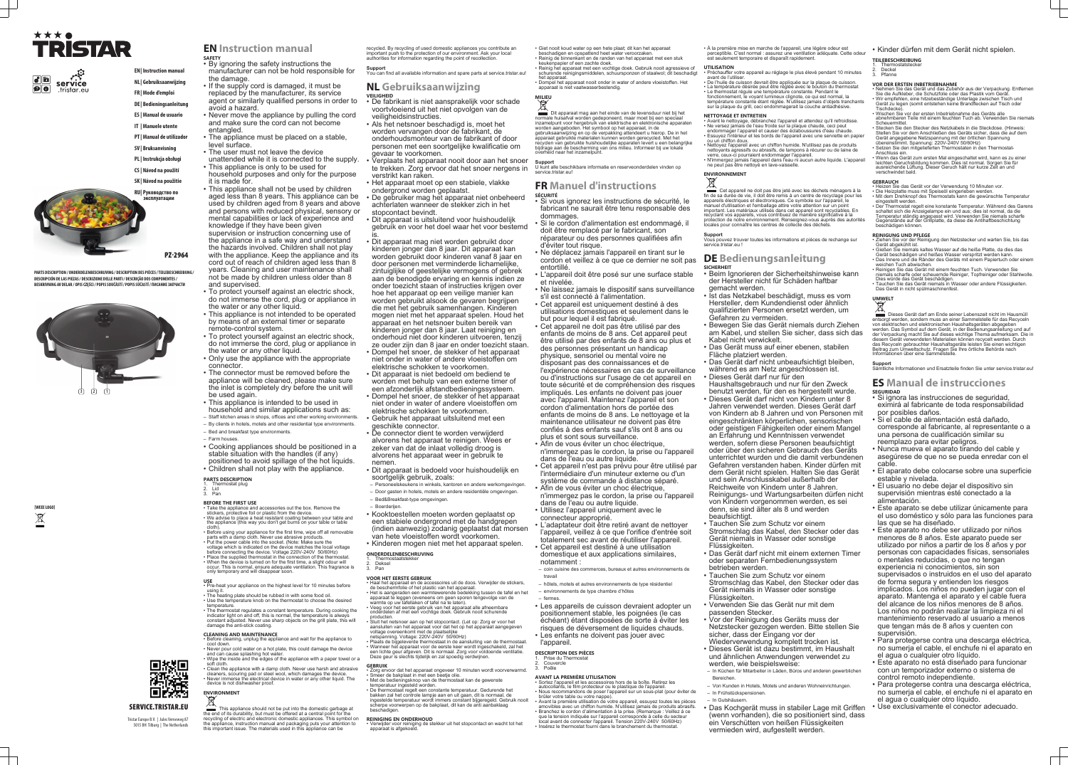# TRISTAR

service .tristar.eu

- EN | Instruction manual
- NL | Gebruiksaanwijzing
- FR | Mode d'emploi
- DE | Bedienungsanleitung
- ES | Manual de usuario
- IT | Manuale utente
- PT | Manual de utilizador
- SV | Bruksanvisning
- PL | Instrukcja obsługi
- CS | Návod na použití
- SK | Návod na použitie
- RU | Руководство по эксплуатации

PZ-2964

PARTS DESCRIPTION / ONDERDELENBESCHRIJVING / DESCRIPTION DES PIÈCES / TEILEBESCHREIBUNG / DESCRIPCIÓN DE LAS PIEZAS / DESCRIZIONE DELLE PARTI / DESCRIÇÃO DOS COMPONENTES / BESKRIVNING AV DELAR / OPIS CZĘŚCI / POPIS SOUČÁSTÍ / POPIS SÚČASTÍ / ПИСАНИЕ ЗАПЧАСТИ

3 2 1

[WEEE LOGO]

SERVICE.TRISTAR.EU

Tristar Europe B.V. | Jules Verneweg 87
5015 BH Tilburg | The Netherlands

## EN Instruction manual

### SAFETY

- By ignoring the safety instructions the manufacturer can not be hold responsible for the damage.
- If the supply cord is damaged, it must be replaced by the manufacturer, its service agent or similarly qualified persons in order to avoid a hazard.
- Never move the appliance by pulling the cord and make sure the cord can not become entangled.
- The appliance must be placed on a stable, level surface.
- The user must not leave the device unattended while it is connected to the supply.
- This appliance is only to be used for household purposes and only for the purpose it is made for.
- This appliance shall not be used by children aged less than 8 years. This appliance can be used by children aged from 8 years and above and persons with reduced physical, sensory or mental capabilities or lack of experience and knowledge if they have been given supervision or instruction concerning use of the appliance in a safe way and understand the hazards involved. Children shall not play with the appliance. Keep the appliance and its cord out of reach of children aged less than 8 years. Cleaning and user maintenance shall not be made by children unless older than 8 and supervised.
- To protect yourself against an electric shock, do not immerse the cord, plug or appliance in the water or any other liquid.
- This appliance is not intended to be operated by means of an external timer or separate remote-control system.
- To protect yourself against an electric shock, do not immerse the cord, plug or appliance in the water or any other liquid.
- Only use the appliance with the appropriate connector.
- The connector must be removed before the appliance will be cleaned, please make sure the inlet is completely dry before the unit will be used again.
- This appliance is intended to be used in household and similar applications such as:
  - Staff kitchen areas in shops, offices and other working environments.
  - By clients in hotels, motels and other residential type environments.
  - Bed and breakfast type environments.
  - Farm houses.
- Cooking appliances should be positioned in a stable situation with the handles (if any) positioned to avoid spillage of the hot liquids.
- Children shall not play with the appliance.

### PARTS DESCRIPTION

1. Thermostat plug
2. Lid
3. Pan

### BEFORE THE FIRST USE

- Take the appliance and accessories out the box. Remove the stickers, protective foil or plastic from the device.
- We advise to place a heat resistant coating between your table and the appliance (this way you don't get burns on your table or table cloth).
- Before using your appliance for the first time, wipe off all removable parts with a damp cloth. Never use abrasive products.
- Put the power cable into the socket. (Note: Make sure the voltage which is indicated on the device matches the local voltage before connecting the device. Voltage 220V-240V 50/60Hz)
- Place the supplied thermostat in the connection of the thermostat.
- When the device is turned on for the first time, a slight odour will occur. This is normal, ensure adequate ventilation. This fragrance is only temporary and will disappear soon.

### USE

- Pre-heat your appliance on the highest level for 10 minutes before using it.
- The heating plate should be rubbed in with some food oil.
- Use the temperature knob on the thermostat to choose the desired temperature.
- The thermostat regulates a constant temperature. During cooking the indicator light on and off, this is normal, the temperature is always constant adjusted. Never use sharp objects on the grill plate, this will damage the anti-stick coating.

### CLEANING AND MAINTENANCE

- Before cleaning, unplug the appliance and wait for the appliance to cool down.
- Never pour cold water on a hot plate, this could damage the device and can cause splashing hot water.
- Wipe the inside and the edges of the appliance with a paper towel or a soft cloth.
- Clean the appliance with a damp cloth. Never use harsh and abrasive cleaners, scouring pad or steel wool, which damages the device.
- Never immerse the electrical device in water or any other liquid. The device is not dishwasher proof.

### ENVIRONMENT

This appliance should not be put into the domestic garbage at the end of its durability, but must be offered at a central point for the recycling of electric and electronic domestic appliances. This symbol on the appliance, instruction manual and packaging puts your attention to this important issue. The materials used in this appliance can be recycled. By recycling of used domestic appliances you contribute an important push to the protection of our environment. Ask your local authorities for information regarding the point of recollection.

### Support

You can find all available information and spare parts at service.tristar.eu!

## NL Gebruiksaanwijzing

### VEILIGHEID

- De fabrikant is niet aansprakelijk voor schade voortvloeiend uit het niet opvolgen van de veiligheidsinstructies.
- Als het netsnoer beschadigd is, moet het worden vervangen door de fabrikant, de onderhoudsmonteur van de fabrikant of door personen met een soortgelijke kwalificatie om gevaar te voorkomen.
- Verplaats het apparaat nooit door aan het snoer te trekken. Zorg ervoor dat het snoer nergens in verstrikt kan raken.
- Het apparaat moet op een stabiele, vlakke ondergrond worden geplaatst.
- De gebruiker mag het apparaat niet onbeheerd achterlaten wanneer de stekker zich in het stopcontact bevindt.
- Dit apparaat is uitsluitend voor huishoudelijk gebruik en voor het doel waar het voor bestemd is.
- Dit apparaat mag niet worden gebruikt door kinderen jonger dan 8 jaar. Dit apparaat kan worden gebruikt door kinderen vanaf 8 jaar en door personen met verminderde lichamelijke, zintuiglijke of geestelijke vermogens of gebrek aan de benodigde ervaring en kennis indien ze onder toezicht staan of instructies krijgen over hoe het apparaat op een veilige manier kan worden gebruikt alsook de gevaren begrijpen die met het gebruik samenhangen. Kinderen mogen niet met het apparaat spelen. Houd het apparaat en het netsnoer buiten bereik van kinderen jonger dan 8 jaar. Laat reiniging en onderhoud niet door kinderen uitvoeren, tenzij ze ouder zijn dan 8 jaar en onder toezicht staan.
- Dompel het snoer, de stekker of het apparaat niet onder in water of andere vloeistoffen om elektrische schokken te voorkomen.
- Dit apparaat is niet bedoeld om bediend te worden met behulp van een externe timer of een afzonderlijk afstandbedieningssysteem.
- Dompel het snoer, de stekker of het apparaat niet onder in water of andere vloeistoffen om elektrische schokken te voorkomen.
- Gebruik het apparaat uitsluitend met een geschikte connector.
- De connector dient te worden verwijderd alvorens het apparaat te reinigen. Wees er zeker van dat de inlaat volledig droog is alvorens het apparaat weer in gebruik te nemen.
- Dit apparaat is bedoeld voor huishoudelijk en soortgelijk gebruik, zoals:
  - Personeelskeukens in winkels, kantoren en andere werkomgevingen.
  - Door gasten in hotels, motels en andere residentiële omgevingen.
  - Bed&Breakfast-type omgevingen.
  - Boerderijen.
- Kooktoestellen moeten worden geplaatst op een stabiele ondergrond met de handgrepen (indien aanwezig) zodanig geplaatst dat morsen van hete vloeistoffen wordt voorkomen.
- Kinderen mogen niet met het apparaat spelen.

### ONDERDELENBESCHRIJVING

1. Thermostaatstekker
2. Deksel
3. Pan

### VOOR HET EERSTE GEBRUIK

- Haal het apparaat en de accessoires uit de doos. Verwijder de stickers, de beschermfolie of het plastic van het apparaat.
- Het is aangeraden een warmtewerende bedekking tussen de tafel en het apparaat te leggen (waneers om geen sporen tengevolge van de warmte op uw tafellaken of tafel na te laten).
- Veeg voor het eerste gebruik van het apparaat alle afneembare onderdelen af met een vochtige doek. Gebruik nooit schurende producten.
- Sluit het netsnoer aan op het stopcontact. (Let op: Zorg er voor het aansluiten van het apparaat voor dat het op het apparaat aangegeven voltage overeenkomt met de plaatselijke netspanning. Voltage: 220V-240V 50/60Hz)
- Plaats de bijgeleverde thermostaat in de aansluiting van de thermostaat.
- Wanneer het apparaat voor de eerste keer wordt ingeschakeld, zal het een lichte geur afgeven. Dit is normaal. Zorg voor voldoende ventilatie. Deze geur is slechts tijdelijk en zal spoedig verdwijnen.

### GEBRUIK

- Zorg ervoor dat het apparaat ongeveer 10 minuten wordt voorverwarmd.
- Smeer de bakplaat in met een beetje olie.
- Met de bedieningsknop van de thermostaat kan de gewenste temperatuur ingesteld worden.
- De thermostaat regelt een constante temperatuur. Gedurende het bakken zal het controle lampje aan en uit gaan, dit is normaal, de ingestelde temperatuur wordt immers constant bijgeregeld. Gebruik nooit scherpe voorwerpen op de bakplaat, dit kan de anti aanbaklaag beschadigen.

### REINIGING EN ONDERHOUD

- Verwijder voor reiniging de stekker uit het stopcontact en wacht tot het apparaat is afgekoeld.
- Giet nooit koud water op een hete plaat; dit kan het apparaat beschadigen en opspattend heet water veroorzaken.
- Reinig de binnenkant en de randen van het apparaat met een stuk keukenpapier of een zachte doek.
- Reinig het apparaat met een vochtige doek. Gebruik nooit agressieve of schurende reinigingsmiddelen, schuursponzen of staalwol; dit beschadigt het apparaat.
- Dompel het apparaat nooit onder in water of andere vloeistoffen. Het apparaat is niet vaatwasserbestendig.

### MILIEU

Dit apparaat mag aan het einde van de levensduur niet bij het normale huisafval worden gedeponeerd, maar moet bij een speciaal inzamelpunt voor hergebruik van elektrische en elektronische apparaten worden aangeboden. Het symbool op het apparaat, in de gebruiksaanwijzing en op de verpakking attendeert u hierop. De in het apparaat gebruikte materialen kunnen worden gerecycled. Met het recyclen van gebruikte huishoudelijke apparaten levert u een belangrijke bijdrage aan de bescherming van ons milieu. Informeer bij uw lokale overheid naar het inzamelpunt.

### Support

U kunt alle beschikbare informatie en reserveonderdelen vinden op service.tristar.eu!

## FR Manuel d'instructions

### SÉCURITÉ

- Si vous ignorez les instructions de sécurité, le fabricant ne saurait être tenu responsable des dommages.
- Si le cordon d'alimentation est endommagé, il doit être remplacé par le fabricant, son réparateur ou des personnes qualifiées afin d'éviter tout risque.
- Ne déplacez jamais l'appareil en tirant sur le cordon et veillez à ce que ce dernier ne soit pas entortillé.
- L'appareil doit être posé sur une surface stable et nivelée.
- Ne laissez jamais le dispositif sans surveillance s'il est connecté à l'alimentation.
- Cet appareil est uniquement destiné à des utilisations domestiques et seulement dans le but pour lequel il est fabriqué.
- Cet appareil ne doit pas être utilisé par des enfants de moins de 8 ans. Cet appareil peut être utilisé par des enfants de 8 ans ou plus et des personnes présentant un handicap physique, sensoriel ou mental voire ne disposant pas des connaissances et de l'expérience nécessaires en cas de surveillance ou d'instructions sur l'usage de cet appareil en toute sécurité et de compréhension des risques impliqués. Les enfants ne doivent pas jouer avec l'appareil. Maintenez l'appareil et son cordon d'alimentation hors de portée des enfants de moins de 8 ans. Le nettoyage et la maintenance utilisateur ne doivent pas être confiés à des enfants sauf s'ils ont 8 ans ou plus et sont sous surveillance.
- Afin de vous éviter un choc électrique, n'immergez pas le cordon, la prise ou l'appareil dans de l'eau ou autre liquide.
- Cet appareil n'est pas prévu pour être utilisé par l'intermédiaire d'un minuteur externe ou d'un système de commande à distance séparé.
- Afin de vous éviter un choc électrique, n'immergez pas le cordon, la prise ou l'appareil dans de l'eau ou autre liquide.
- Utilisez l'appareil uniquement avec le connecteur approprié.
- L'adaptateur doit être retiré avant de nettoyer l'appareil, veillez à ce que l'orifice d'entrée soit totalement sec avant de réutiliser l'appareil.
- Cet appareil est destiné à une utilisation domestique et aux applications similaires, notamment :
  - coin cuisine des commerces, bureaux et autres environnements de travail
  - hôtels, motels et autres environnements de type résidentiel
  - environnements de type chambre d'hôtes
  - fermes.
- Les appareils de cuisson devraient adopter un positionnement stable, les poignées (le cas échéant) étant disposées de sorte à éviter les risques de déversement de liquides chauds.
- Les enfants ne doivent pas jouer avec l'appareil.

### DESCRIPTION DES PIÈCES

1. Prise du Thermostat
2. Couvercle
3. Poêle

### AVANT LA PREMIÈRE UTILISATION

- Sortez l'appareil et les accessoires hors de la boîte. Retirez les autocollants, le film protecteur ou le plastique de l'appareil.
- Nous recommandons de poser l'appareil sur un sous-plat (pour éviter de brûler votre table ou votre nappe).
- Avant la première utilisation de votre appareil, essuyez toutes les pièces amovibles avec un chiffon humide. N'utilisez jamais de produits abrasifs.
- Branchez le cordon d'alimentation à la prise. (Remarque : Veillez à ce que la tension indiquée sur l'appareil corresponde à celle du secteur local avant de connecter l'appareil. Tension 220V-240V 50/60Hz)
- Insérez le thermostat fourni dans le branchement du thermostat.
- À la première mise en marche de l'appareil, une légère odeur est perceptible. C'est normal : assurez une ventilation adéquate. Cette odeur est seulement temporaire et disparaît rapidement.

### UTILISATION

- Préchauffer votre appareil au réglage le plus élevé pendant 10 minutes avant de l'utiliser.
- De l'huile de cuisson devrait être appliquée sur la plaque de cuisson.
- La température désirée peut être réglée avec le bouton du thermostat
- Le thermostat régule une température constante. Pendant le fonctionnement, le voyant lumineux clignote, ce qui est normal, la température constante étant réglée. N'utilisez jamais d'objets tranchants sur la plaque du grill, ceci endommagerait la couche antiadhésive.

### NETTOYAGE ET ENTRETIEN

- Avant le nettoyage, débranchez l'appareil et attendez qu'il refroidisse.
- Ne versez jamais de l'eau froide sur la plaque chaude, ceci peut endommager l'appareil et causer des éclaboussures d'eau chaude.
- Essuyez l'intérieur et les bords de l'appareil avec une serviette en papier ou un chiffon doux.
- Nettoyez l'appareil avec un chiffon humide. N'utilisez pas de produits nettoyants agressifs ou abrasifs, de tampons à récurer ou de laine de verre, ceux-ci pourraient endommager l'appareil.
- N'immergez jamais l'appareil dans l'eau ni aucun autre liquide. L'appareil ne peut pas être nettoyé en lave-vaisselle.

### ENVIRONNEMENT

Cet appareil ne doit pas être jeté avec les déchets ménagers à la fin de sa durée de vie, il doit être remis à un centre de recyclage pour les appareils électriques et électroniques. Ce symbole sur l'appareil, le manuel d'utilisation et l'emballage attire votre attention sur un point important. Les matériaux utilisés dans cet appareil sont recyclables. En recyclant vos appareils, vous contribuez de manière significative à la protection de notre environnement. Renseignez-vous auprès des autorités locales pour connaître les centres de collecte des déchets.

### Support

Vous pouvez trouver toutes les informations et pièces de rechange sur service.tristar.eu !

## DE Bedienungsanleitung

### SICHERHEIT

- Beim Ignorieren der Sicherheitshinweise kann der Hersteller nicht für Schäden haftbar gemacht werden.
- Ist das Netzkabel beschädigt, muss es vom Hersteller, dem Kundendienst oder ähnlich qualifizierten Personen ersetzt werden, um Gefahren zu vermeiden.
- Bewegen Sie das Gerät niemals durch Ziehen am Kabel, und stellen Sie sicher, dass sich das Kabel nicht verwickelt.
- Das Gerät muss auf einer ebenen, stabilen Fläche platziert werden.
- Das Gerät darf nicht unbeaufsichtigt bleiben, während es am Netz angeschlossen ist.
- Dieses Gerät darf nur für den Haushaltsgebrauch und nur für den Zweck benutzt werden, für den es hergestellt wurde.
- Dieses Gerät darf nicht von Kindern unter 8 Jahren verwendet werden. Dieses Gerät darf von Kindern ab 8 Jahren und von Personen mit eingeschränkten körperlichen, sensorischen oder geistigen Fähigkeiten oder einem Mangel an Erfahrung und Kenntnissen verwendet werden, sofern diese Personen beaufsichtigt oder über den sicheren Gebrauch des Geräts unterrichtet wurden und die damit verbundenen Gefahren verstanden haben. Kinder dürfen mit dem Gerät nicht spielen. Halten Sie das Gerät und sein Anschlusskabel außerhalb der Reichweite von Kindern unter 8 Jahren. Reinigungs- und Wartungsarbeiten dürfen nicht von Kindern vorgenommen werden, es sei denn, sie sind älter als 8 und werden beaufsichtigt.
- Tauchen Sie zum Schutz vor einem Stromschlag das Kabel, den Stecker oder das Gerät niemals in Wasser oder sonstige Flüssigkeiten.
- Das Gerät darf nicht mit einem externen Timer oder separaten Fernbedienungssystem betrieben werden.
- Tauchen Sie zum Schutz vor einem Stromschlag das Kabel, den Stecker oder das Gerät niemals in Wasser oder sonstige Flüssigkeiten.
- Verwenden Sie das Gerät nur mit dem passenden Stecker.
- Vor der Reinigung des Geräts muss der Netzstecker gezogen werden. Bitte stellen Sie sicher, dass der Eingang vor der Wiederverwendung komplett trocken ist.
- Dieses Gerät ist dazu bestimmt, im Haushalt und ähnlichen Anwendungen verwendet zu werden, wie beispielsweise:
  - In Küchen für Mitarbeiter in Läden, Büros und anderen gewerblichen Bereichen.
  - Von Kunden in Hotels, Motels und anderen Wohneinrichtungen.
  - In Frühstückspensionen.
  - In Gutshäusern.
- Das Kochgerät muss in stabiler Lage mit Griffen (wenn vorhanden), die so positioniert sind, dass ein Verschütten von heißen Flüssigkeiten vermieden wird, aufgestellt werden.
- Kinder dürfen mit dem Gerät nicht spielen.

### TEILEBESCHREIBUNG

1. Thermostatstecker
2. Deckel
3. Pfanne

### VOR DER ERSTEN INBETRIEBNAHME

- Nehmen Sie das Gerät und das Zubehör aus der Verpackung. Entfernen Sie die Aufkleber, die Schutzfolie oder das Plastik vom Gerät.
- Wir empfehlen, eine hitzebeständige Unterlage zwischen Tisch und Gerät zu legen (somit entstehen keine Brandflecken auf Tisch oder Tischdecke).
- Wischen Sie vor der ersten Inbetriebnahme des Geräts alle abnehmbaren Teile mit einem feuchten Tuch ab. Verwenden Sie niemals Scheuermittel.
- Stecken Sie den Stecker des Netzkabels in die Steckdose. (Hinweis: Stellen Sie vor dem Anschließen des Geräts sicher, dass die auf dem Gerät angegebene Netzspannung mit der örtlichen Spannung übereinstimmt. Spannung: 220V-240V 50/60Hz)
- Setzen Sie den mitgelieferten Thermostaten in den Thermostat-Anschluss ein.
- Wenn das Gerät zum ersten Mal eingeschaltet wird, kann es zu einer leichten Geruchsbildung kommen. Dies ist normal. Sorgen Sie für ausreichende Lüftung. Dieser Geruch hält nur kurze Zeit an und verschwindet bald.

### GEBRAUCH

- Heizen Sie das Gerät vor der Verwendung 10 Minuten vor.
- Die Heizplatte muss mit Speiseöl eingerieben werden.
- Mit dem Drehknopf des Thermostats kann die gewünschte Temperatur eingestellt werden.
- Der Thermostat regelt eine konstante Temperatur. Während des Garens schaltet sich die Anzeigelampe ein und aus; dies ist normal, da die Temperatur ständig angepasst wird. Verwenden Sie niemals scharfe Gegenstände auf der Grillplatte, da diese die Antihaftbeschichtung beschädigen können.

### REINIGUNG UND PFLEGE

- Ziehen Sie vor der Reinigung den Netzstecker und warten Sie, bis das Gerät abgekühlt ist.
- Gießen Sie niemals kaltes Wasser auf die heiße Platte, da dies das Gerät beschädigen und heißes Wasser verspritzt werden kann.
- Das Innere und die Ränder des Geräts mit einem Papiertuch oder einem weichen Tuch abwischen.
- Reinigen Sie das Gerät mit einem feuchten Tuch. Verwenden Sie niemals scharfe oder scheuernde Reiniger, Topfreiniger oder Stahlwolle. Dies würde das Gerät beschädigen.
- Tauchen Sie das Gerät niemals in Wasser oder andere Flüssigkeiten. Das Gerät ist nicht spülmaschinenfest.

### UMWELT

Dieses Gerät darf am Ende seiner Lebenszeit nicht im Hausmüll entsorgt werden, sondern muss an einer Sammelstelle für das Recyceln von elektrischen und elektronischen Haushaltsgeräten abgegeben werden. Das Symbol auf dem Gerät, in der Bedienungsanleitung und auf der Verpackung macht Sie auf dieses wichtige Thema aufmerksam. Die in diesem Gerät verwendeten Materialien können recycelt werden. Durch das Recyceln gebrauchter Haushaltsgeräte leisten Sie einen wichtigen Beitrag zum Umweltschutz. Fragen Sie Ihre örtliche Behörde nach Informationen über eine Sammelstelle.

### Support

Sämtliche Informationen und Ersatzteile finden Sie unter service.tristar.eu!

## ES Manual de instrucciones

### SEGURIDAD

- Si ignora las instrucciones de seguridad, eximirá al fabricante de toda responsabilidad por posibles daños.
- Si el cable de alimentación está dañado, corresponde al fabricante, al representante o a una persona de cualificación similar su reemplazo para evitar peligros.
- Nunca mueva el aparato tirando del cable y asegúrese de que no se pueda enredar con el cable.
- El aparato debe colocarse sobre una superficie estable y nivelada.
- El usuario no debe dejar el dispositivo sin supervisión mientras esté conectado a la alimentación.
- Este aparato se debe utilizar únicamente para el uso doméstico y sólo para las funciones para las que se ha diseñado.
- Este aparato no debe ser utilizado por niños menores de 8 años. Este aparato puede ser utilizado por niños a partir de los 8 años y por personas con capacidades físicas, sensoriales o mentales reducidas, o que no tengan experiencia ni conocimientos, sin son supervisados o instruidos en el uso del aparato de forma segura y entienden los riesgos implicados. Los niños no pueden jugar con el aparato. Mantenga el aparato y el cable fuera del alcance de los niños menores de 8 años. Los niños no podrán realizar la limpieza ni el mantenimiento reservado al usuario a menos que tengan más de 8 años y cuenten con supervisión.
- Para protegerse contra una descarga eléctrica, no sumerja el cable, el enchufe ni el aparato en el agua o cualquier otro líquido.
- Este aparato no está diseñado para funcionar con un temporizador externo o sistema de control remoto independiente.
- Para protegerse contra una descarga eléctrica, no sumerja el cable, el enchufe ni el aparato en el agua o cualquier otro líquido.
- Use exclusivamente el conector adecuado.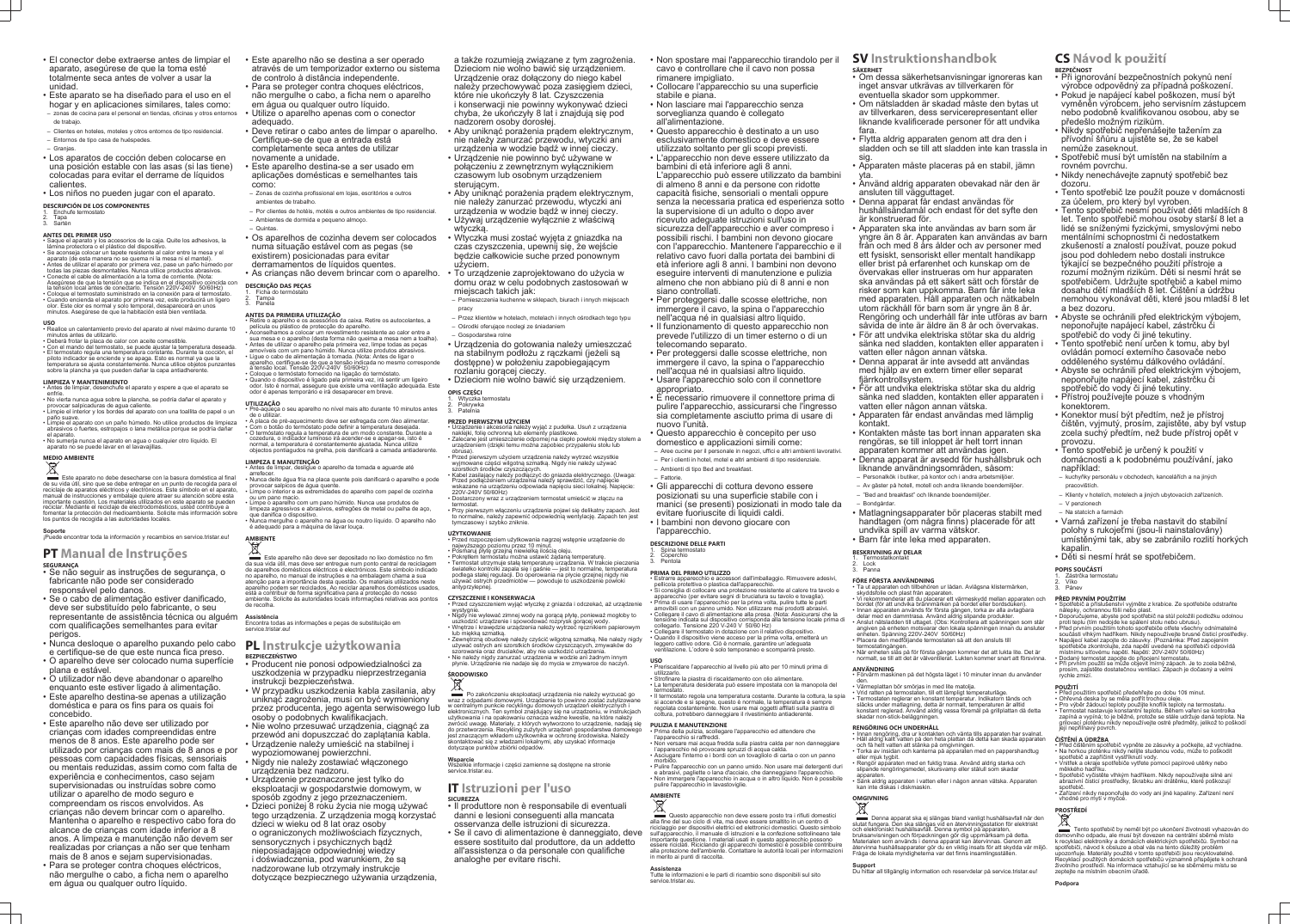- El conector debe extraerse antes de limpiar el aparato, asegúrese de que la toma esté totalmente seca antes de volver a usar la unidad.
- Este aparato se ha diseñado para el uso en el hogar y en aplicaciones similares, tales como:
  – zonas de cocina para el personal en tiendas, oficinas y otros entornos de trabajo.
  – Clientes en hoteles, moteles y otros entornos de tipo residencial.
  – Entornos de tipo casa de huéspedes.
  – Granjas.
- Los aparatos de cocción deben colocarse en una posición estable con las asas (si las tiene) colocadas para evitar el derrame de líquidos calientes.
- Los niños no pueden jugar con el aparato.

**DESCRIPCIÓN DE LOS COMPONENTES**
1. Enchufe termostato
2. Tapa
3. Sartén

**ANTES DEL PRIMER USO**
- Saque el aparato y los accesorios de la caja. Quite los adhesivos, la lámina protectora o el plástico del dispositivo.
- Se aconseja colocar un tapete resistente al calor entre la mesa y el aparato (de esta manera no se quema ni la mesa ni el mantel).
- Antes de utilizar el aparato por primera vez, pase un paño húmedo por todas las piezas desmontables. Nunca utilice productos abrasivos.
- Conecte el cable de alimentación a la toma de corriente. (Nota: Asegúrese de que la tensión que se indica en el dispositivo coincida con la tensión local antes de conectarlo. Tensión 220V-240V 50/60Hz)
- Coloque el termostato suministrado en la conexión para el termostato.
- Cuando encienda el aparato por primera vez, este producirá un ligero olor. Este olor es normal y solo temporal, desaparecerá en unos minutos. Asegúrese de que la habitación está bien ventilada.

**USO**
- Realice un calentamiento previo del aparato al nivel máximo durante 10 minutos antes de utilizarlo.
- Deberá frotar la placa de calor con aceite comestible.
- Con el mando del termostato, se puede ajustar la temperatura deseada.
- El termostato regula una temperatura constante. Durante la cocción, el piloto indicador se enciende y se apaga. Esto es normal ya que la temperatura se ajusta constantemente. Nunca utilice objetos punzantes sobre la plancha ya que pueden dañar la capa antiadherente.

**LIMPIEZA Y MANTENIMIENTO**
- Antes de limpiar, desenchufe el aparato y espere a que el aparato se enfríe.
- No vierta nunca agua sobre la plancha, se podría dañar el aparato y provocar salpicaduras de agua caliente.
- Limpie el interior y los bordes del aparato con una toallita de papel o un paño suave.
- Limpie el aparato con un paño húmedo. No utilice productos de limpieza abrasivos o fuertes, estropajos o lana metálica porque se podría dañar el aparato.
- No sumerja nunca el aparato en agua o cualquier otro líquido. El aparato no se puede lavar en el lavavajillas.

**MEDIO AMBIENTE**

Este aparato no debe desecharse con la basura doméstica al final de su vida útil, sino que se debe entregar en un punto de recogida para el reciclaje de aparatos eléctricos y electrónicos. Este símbolo en el aparato, manual de instrucciones y embalaje quiere atraer su atención sobre esta importante cuestión. Los materiales utilizados en este aparato se pueden reciclar. Mediante el reciclaje de electrodomésticos, usted contribuye a fomentar la protección del medioambiente. Solicite más información sobre los puntos de recogida a las autoridades locales.

**Soporte**
¡Puede encontrar toda la información y recambios en service.tristar.eu!

# PT Manual de Instruções

**SEGURANÇA**
- Se não seguir as instruções de segurança, o fabricante não pode ser considerado responsável pelo danos.
- Se o cabo de alimentação estiver danificado, deve ser substituído pelo fabricante, o seu representante de assistência técnica ou alguém com qualificações semelhantes para evitar perigos.
- Nunca desloque o aparelho puxando pelo cabo e certifique-se de que este nunca fica preso.
- O aparelho deve ser colocado numa superfície plana e estável.
- O utilizador não deve abandonar o aparelho enquanto este estiver ligado à alimentação.
- Este aparelho destina-se apenas a utilização doméstica e para os fins para os quais foi concebido.
- Este aparelho não deve ser utilizado por crianças com idades compreendidas entre menos de 8 anos. Este aparelho pode ser utilizado por crianças com mais de 8 anos e por pessoas com capacidades físicas, sensoriais ou mentais reduzidas, assim como com falta de experiência e conhecimentos, caso sejam supervisionadas ou instruídas sobre como utilizar o aparelho de modo seguro e compreendam os riscos envolvidos. As crianças não devem brincar com o aparelho. Mantenha o aparelho e respectivo cabo fora do alcance de crianças com idade inferior a 8 anos. A limpeza e manutenção não devem ser realizadas por crianças a não ser que tenham mais de 8 anos e sejam supervisionadas.
- Para se proteger contra choques eléctricos, não mergulhe o cabo, a ficha nem o aparelho em água ou qualquer outro líquido.
- Este aparelho não se destina a ser operado através de um temporizador externo ou sistema de controlo à distância independente.
- Para se proteger contra choques eléctricos, não mergulhe o cabo, a ficha nem o aparelho em água ou qualquer outro líquido.
- Utilize o aparelho apenas com o conector adequado.
- Deve retirar o cabo antes de limpar o aparelho. Certifique-se de que a entrada está completamente seca antes de utilizar novamente a unidade.
- Este aparelho destina-se a ser usado em aplicações domésticas e semelhantes tais como:
  – Zonas de cozinha profissional em lojas, escritórios e outros ambientes de trabalho.
  – Por clientes de hotéis, motéis e outros ambientes de tipo residencial.
  – Ambientes de dormida e pequeno almoço.
  – Quintas.
- Os aparelhos de cozinha devem ser colocados numa situação estável com as pegas (se existirem) posicionadas para evitar derramamentos de líquidos quentes.
- As crianças não devem brincar com o aparelho.

**DESCRIÇÃO DAS PEÇAS**
1. Ficha do termóstato
2. Tampa
3. Panela

**ANTES DA PRIMEIRA UTILIZAÇÃO**
- Retire o aparelho e os acessórios da caixa. Retire os autocolantes, a película ou plástico de protecção do aparelho.
- Aconselhamos a colocar um revestimento resistente ao calor entre a sua mesa e o aparelho (desta forma não queima a mesa nem a toalha).
- Antes de utilizar o aparelho pela primeira vez, limpe todas as peças amovíveis com um pano húmido. Nunca utilize produtos abrasivos.
- Ligue o cabo de alimentação à tomada. (Nota: Antes de ligar o aparelho, certifique-se de que a tensão indicada no mesmo corresponde à tensão local. Tensão 220V-240V 50/60Hz)
- Coloque o termóstato fornecido na ligação do termóstato.
- Quando o dispositivo é ligado pela primeira vez, irá sentir um ligeiro odor. Isto é normal, assegure que existe uma ventilação adequada. Este odor é apenas temporário e irá desaparecer em breve.

**UTILIZAÇÃO**
- Pré-aqueça o seu aparelho no nível mais alto durante 10 minutos antes de o utilizar.
- A placa de pré-aquecimento deve ser esfregada com óleo alimentar.
- Com o botão do termóstato pode definir a temperatura desejada.
- O termóstato regula a temperatura de um modo constante. Durante a cozedura, o indicador luminoso irá acender-se e apagar-se, isto é normal, a temperatura é constantemente ajustada. Nunca utilize objectos pontiagudos na grelha, pois danificará a camada antiaderente.

**LIMPEZA E MANUTENÇÃO**
- Antes de limpar, desligue o aparelho da tomada e aguarde até arrefecer.
- Nunca deite água fria na placa quente pois danificará o aparelho e pode provocar salpicos de água quente.
- Limpe o interior e as extremidades do aparelho com papel de cozinha ou um pano macio.
- Limpe o aparelho com um pano húmido. Nunca use produtos de limpeza agressivos e abrasivos, esfregões de metal ou palha de aço, que danifica o dispositivo.
- Nunca mergulhe o aparelho na água ou noutro líquido. O aparelho não é adequado para a máquina de lavar louça.

**AMBIENTE**

Este aparelho não deve ser depositado no lixo doméstico no fim da sua vida útil, mas deve ser entregue num ponto central de reciclagem de aparelhos domésticos eléctricos e electrónicos. Este símbolo indicado no aparelho, no manual de instruções e na embalagem chama a sua atenção para a importância desta questão. Os materiais utilizados neste aparelho podem ser reciclados. Ao reciclar aparelhos domésticos usados, está a contribuir de forma significativa para a protecção do nosso ambiente. Solicite às autoridades locais informações relativas aos pontos de recolha.

**Assistência**
Encontre todas as informações e peças de substituição em service.tristar.eu!

# PL Instrukcje użytkowania

**BEZPIECZEŃSTWO**
- Producent nie ponosi odpowiedzialności za uszkodzenia w przypadku nieprzestrzegania instrukcji bezpieczeństwa.
- W przypadku uszkodzenia kabla zasilania, aby uniknąć zagrożenia, musi on być wymieniony przez producenta, jego agenta serwisowego lub osoby o podobnych kwalifikacjach.
- Nie wolno przesuwać urządzenia, ciągnąc za przewód ani dopuszczać do zaplątania kabla.
- Urządzenie należy umieścić na stabilnej i wypoziomowanej powierzchni.
- Nigdy nie należy zostawiać włączonego urządzenia bez nadzoru.
- Urządzenie przeznaczone jest tylko do eksploatacji w gospodarstwie domowym, w sposób zgodny z jego przeznaczeniem.
- Dzieci poniżej 8 roku życia nie mogą używać tego urządzenia. Z urządzenia mogą korzystać dzieci w wieku od 8 lat oraz osoby o ograniczonych możliwościach fizycznych, sensorycznych i psychicznych bądź nieposiadające odpowiedniej wiedzy i doświadczenia, pod warunkiem, że są nadzorowane lub otrzymały instrukcje dotyczące bezpiecznego używania urządzenia, a także rozumieją związane z tym zagrożenia. Dzieciom nie wolno bawić się urządzeniem. Urządzenie oraz dołączony do niego kabel należy przechowywać poza zasięgiem dzieci, które nie ukończyły 8 lat. Czyszczenia i konserwacji nie powinny wykonywać dzieci chyba, że ukończyły 8 lat i znajdują się pod nadzorem osoby dorosłej.
- Aby uniknąć porażenia prądem elektrycznym, nie należy zanurzać przewodu, wtyczki ani urządzenia w wodzie bądź w innej cieczy.
- Urządzenie nie powinno być używane w połączeniu z zewnętrznym wyłącznikiem czasowym lub osobnym urządzeniem sterującym.
- Aby uniknąć porażenia prądem elektrycznym, nie należy zanurzać przewodu, wtyczki ani urządzenia w wodzie bądź w innej cieczy.
- Używaj urządzenia wyłącznie z właściwą wtyczką.
- Wtyczka musi zostać wyjęta z gniazdka na czas czyszczenia, upewnij się, że wejście będzie całkowicie suche przed ponownym użyciem.
- To urządzenie zaprojektowano do użycia w domu oraz w celu podobnych zastosowań w miejscach takich jak:
  – Pomieszczenia kuchenne w sklepach, biurach i innych miejscach pracy
  – Przez klientów w hotelach, motelach i innych ośrodkach tego typu
  – Ośrodki oferujące noclegi ze śniadaniem
  – Gospodarstwa rolne
- Urządzenia do gotowania należy umieszczać na stabilnym podłożu z rączkami (jeżeli są dostępne) w położeniu zapobiegającym rozlaniu gorącej cieczy.
- Dzieciom nie wolno bawić się urządzeniem.

**OPIS CZĘŚCI**
1. Wtyczka termostatu
2. Pokrywka
3. Patelnia

**PRZED PIERWSZYM UŻYCIEM**
- Urządzenie i akcesoria należy wyjąć z pudełka. Usuń z urządzenia naklejki, folię ochronną lub elementy plastikowe.
- Zalecane jest umieszczenie odpornej na ciepło powłoki między stołem a urządzeniem (dzięki temu można zapobiec przypaleniu stołu lub obrusu).
- Przed pierwszym użyciem urządzenia należy wytrzeć wszystkie wyjmowane części wilgotną szmatką. Nigdy nie należy używać szorstkich środków czyszczących.
- Kabel zasilający należy podłączyć do gniazda elektrycznego. (Uwaga: Przed podłączeniem urządzenia należy sprawdzić, czy napięcie wskazane na urządzeniu odpowiada napięciu sieci lokalnej. Napięcie: 220V-240V 50/60Hz).
- Dostarczony wraz z urządzeniem termostat umieścić w złączu na termostat.
- Przy pierwszym włączeniu urządzenia pojawi się delikatny zapach. Jest to normalne, należy zapewnić odpowiednią wentylację. Zapach ten jest tymczasowy i szybko zniknie.

**UŻYTKOWANIE**
- Przed rozpoczęciem użytkowania nagrzej wstępnie urządzenie do najwyższego poziomu przez 10 minut.
- Posmaruj płytę grzejną niewielką ilością oleju.
- Pokrętłem termostatu można ustawić żądaną temperaturę.
- Termostat utrzymuje stałą temperaturę urządzenia. W trakcie pieczenia świetlny kontrolek zapala się i gaśnie — jest to normalne, temperatura podlega stałej regulacji. Do operowania na płycie grzejnej nigdy nie używać ostrych przedmiotów — powoduje to uszkodzenie powłoki zapobiegającej przywieraniu.

**CZYSZCZENIE I KONSERWACJA**
- Przed czyszczeniem wyjąć wtyczkę z gniazda i odczekać, aż urządzenie wystygnie.
- Nigdy nie wylewać zimnej wody na gorącą płytę, ponieważ mogłoby to uszkodzić urządzenie i spowodować rozprysk gorącej wody.
- Wnętrze i krawędzie urządzenia należy wytrzeć ręcznikiem papierowym lub miękką szmatką.
- Zewnętrzną obudowę należy czyścić wilgotną szmatką. Nie należy nigdy używać ostrych ani szorstkich środków czyszczących, zmywaków do szorowania oraz druciaków, aby nie uszkodzić urządzenia.
- Nie należy nigdy zanurzać urządzenia w wodzie ani żadnym innym płynie. Urządzenie nie nadaje się do mycia w zmywarce do naczyń.

**ŚRODOWISKO**

Po zakończeniu eksploatacji urządzenia nie należy wyrzucać go wraz z odpadami domowymi. Urządzenie to powinno zostać zutylizowane w centralnym punkcie recyklingu domowych urządzeń elektrycznych i elektronicznych. Ten symbol znajdujący się na urządzeniu, w instrukcjach użytkowania i na opakowaniu oznacza ważne kwestie, na które należy zwrócić uwagę. Materiały, z których wytworzono to urządzenie, nadają się do przetworzenia. Recykling zużytych urządzeń gospodarstwa domowego jest znaczącym wkładem użytkownika w ochronę środowiska. Należy skontaktować się z władzami lokalnymi, aby uzyskać informacje dotyczące punktów zbiórki odpadów.

**Wsparcie**
Wszelkie informacje i części zamienne są dostępne na stronie service.tristar.eu!

# IT Istruzioni per l'uso

**SICUREZZA**
- Il produttore non è responsabile di eventuali danni e lesioni conseguenti alla mancata osservanza delle istruzioni di sicurezza.
- Se il cavo di alimentazione è danneggiato, deve essere sostituito dal produttore, da un addetto all'assistenza o da persone con qualifiche analoghe per evitare rischi.
- Non spostare mai l'apparecchio tirandolo per il cavo e controllare che il cavo non possa rimanere impigliato.
- Collocare l'apparecchio su una superficie stabile e piana.
- Non lasciare mai l'apparecchio senza sorveglianza quando è collegato all'alimentazione.
- Questo apparecchio è destinato a un uso esclusivamente domestico e deve essere utilizzato soltanto per gli scopi previsti.
- L'apparecchio non deve essere utilizzato da bambini di età inferiore agli 8 anni. L'apparecchio può essere utilizzato da bambini di almeno 8 anni e da persone con ridotte capacità fisiche, sensoriali o mentali oppure senza la necessaria pratica ed esperienza sotto la supervisione di un adulto o dopo aver ricevuto adeguate istruzioni sull'uso in sicurezza dell'apparecchio e aver compreso i possibili rischi. I bambini non devono giocare con l'apparecchio. Mantenere l'apparecchio e il relativo cavo fuori dalla portata dei bambini di età inferiore agli 8 anni. I bambini non devono eseguire interventi di manutenzione e pulizia almeno che non abbiano più di 8 anni e non siano controllati.
- Per proteggersi dalle scosse elettriche, non immergere il cavo, la spina o l'apparecchio nell'acqua né in qualsiasi altro liquido.
- Il funzionamento di questo apparecchio non prevede l'utilizzo di un timer esterno o di un telecomando separato.
- Per proteggersi dalle scosse elettriche, non immergere il cavo, la spina o l'apparecchio nell'acqua né in qualsiasi altro liquido.
- Usare l'apparecchio solo con il connettore appropriato.
- È necessario rimuovere il connettore prima di pulire l'apparecchio, assicurarsi che l'ingresso sia completamente asciutto prima di usare di nuovo l'unità.
- Questo apparecchio è concepito per uso domestico e applicazioni simili come:
  – Aree cucine per il personale in negozi, uffici e altri ambienti lavorativi.
  – Per i clienti in hotel, motel e altri ambienti di tipo residenziale.
  – Ambienti di tipo Bed and breakfast.
  – Fattorie.
- Gli apparecchi di cottura devono essere posizionati su una superficie stabile con i manici (se presenti) posizionati in modo tale da evitare fuoriuscite di liquidi caldi.
- I bambini non devono giocare con l'apparecchio.

**DESCRIZIONE DELLE PARTI**
1. Spina termostato
2. Coperchio
3. Pentola

**PRIMA DEL PRIMO UTILIZZO**
- Estrarre apparecchio e accessori dall'imballaggio. Rimuovere adesivi, pellicola protettiva o plastica dall'apparecchio.
- Si consiglia di collocare una protezione resistente al calore tra tavolo e apparecchio (per evitare segni di bruciatura su tavolo e tovaglia).
- Prima di usare l'apparecchio per la prima volta, pulire tutte le parti amovibili con un panno umido. Non utilizzare mai prodotti abrasivi.
- Collegare il cavo di alimentazione alla presa. (Nota: Assicurarsi che la tensione indicata sul dispositivo corrisponda alla tensione locale prima di collegarlo. Tensione 220 V-240 V 50/60 Hz)
- Collegare il termostato in dotazione con il relativo dispositivo.
- Quando il dispositivo viene acceso per la prima volta, emetterà un leggero cattivo odore. Ciò è normale, garantire un'adeguata ventilazione. L'odore è solo temporaneo e scomparirà presto.

**USO**
- Preriscaldare l'apparecchio al livello più alto per 10 minuti prima di utilizzarlo.
- Strofinare la piastra di riscaldamento con olio alimentare.
- La temperatura desiderata può essere impostata con la manopola del termostato.
- Il termostato regola una temperatura costante. Durante la cottura, la spia si accende e si spegne, questo è normale, la temperatura è sempre regolata costantemente. Non usare mai oggetti affilati sulla piastra di cottura, potrebbero danneggiare il rivestimento antiaderente.

**PULIZIA E MANUTENZIONE**
- Prima della pulizia, scollegare l'apparecchio ed attendere che l'apparecchio si raffreddi.
- Non versare mai acqua fredda sulla piastra calda per non danneggiare l'apparecchio né provocare spruzzi di acqua calda.
- Asciugare l'interno e i bordi con un tovagliolo di carta o con un panno morbido.
- Pulire l'apparecchio con un panno umido. Non usare mai detergenti duri e abrasivi, pagliette o lana d'acciaio, che danneggiano l'apparecchio.
- Non immergere l'apparecchio in acqua o in altro liquido. Non è possibile pulire l'apparecchio in lavastoviglie.

**AMBIENTE**

Questo apparecchio non deve essere posto tra i rifiuti domestici alla fine del suo ciclo di vita, ma deve essere smaltito in un centro di riciclaggio per dispositivi elettrici ed elettronici domestici. Questo simbolo sull'apparecchio, il manuale di istruzioni e la confezione sottolineano tale importante questione. I materiali usati in questo apparecchio possono essere riciclati. Riciclando gli apparecchi domestici è possibile contribuire alla protezione dell'ambiente. Contattare le autorità locali per informazioni in merito ai punti di raccolta.

**Assistenza**
Tutte le informazioni e le parti di ricambio sono disponibili sul sito service.tristar.eu.

# SV Instruktionshandbok

**SÄKERHET**
- Om dessa säkerhetsanvisningar ignoreras kan inget ansvar utkrävas av tillverkaren för eventuella skador som uppkommer.
- Om nätsladden är skadad måste den bytas ut av tillverkaren, dess servicerepresentant eller liknande kvalificerade personer för att undvika fara.
- Flytta aldrig apparaten genom att dra den i sladden och se till att sladden inte kan trassla in sig.
- Apparaten måste placeras på en stabil, jämn yta.
- Använd aldrig apparaten obevakad när den är ansluten till vägguttaget.
- Denna apparat får endast användas för hushållsändamål och endast för det syfte den är konstruerad för.
- Apparaten ska inte användas av barn som är yngre än 8 år. Apparaten kan användas av barn från och med 8 års ålder och av personer med ett fysiskt, sensoriskt eller mentalt handikapp eller brist på erfarenhet och kunskap om de övervakas eller instrueras om hur apparaten ska användas på ett säkert sätt och förstår de risker som kan uppkomma. Barn får inte leka med apparaten. Håll apparaten och nätkabeln utom räckhåll för barn som är yngre än 8 år. Rengöring och underhåll får inte utföras av barn såvida de inte är äldre än 8 år och övervakas.
- För att undvika elektriska stötar ska du aldrig sänka ned sladden, kontakten eller apparaten i vatten eller någon annan vätska.
- Denna apparat är inte avsedd att användas med hjälp av en extern timer eller separat fjärrkontrollsystem.
- För att undvika elektriska stötar ska du aldrig sänka ned sladden, kontakten eller apparaten i vatten eller någon annan vätska.
- Apparaten får endast användas med lämplig kontakt.
- Kontakten måste tas bort innan apparaten ska rengöras, se till inloppet är helt torrt innan apparaten kommer att användas igen.
- Denna apparat är avsedd för hushållsbruk och liknande användningsområden, såsom:
  – Personalkök i butiker, på kontor och i andra arbetsmiljöer.
  – Av gäster på hotell, motell och andra liknande boendemiljöer.
  – "Bed and breakfast"-och liknande boendemiljöer.
  – Bondgårdar.
- Matlagningsapparater bör placeras stabilt med handtagen (om några finns) placerade för att undvika spill av varma vätskor.
- Barn får inte leka med apparaten.

**BESKRIVNING AV DELAR**
1. Termostatkontakt
2. Lock
3. Panna

**FÖRE FÖRSTA ANVÄNDNING**
- Ta ut apparaten och tillbehören ur lådan. Avlägsna klistermärken, skyddsfolie och plast från apparaten.
- Vi rekommenderar att du placerar ett värmeskydd mellan apparaten och bordet (för att undvika bränmärken på bordet eller bordsduken).
- Innan apparaten används för första gången, torka av alla avtagbara delar med en dammtrasa. Använd aldrig slipande produkter.
- Anslut nätsladden till uttaget. (Obs: Kontrollera att spänningen som står angiven på enheten motsvarar den lokala spänningen innan du ansluter enheten. Spänning 220V-240V 50/60Hz)
- Placera den medföljande termostaten så att den ansluts till termostatingången.
- När enheten slås på för första gången kommer det att lukta lite. Det är normalt, se till att det är välventilerat. Lukten kommer snart att försvinna.

**ANVÄNDNING**
- Förvärm maskinen på det högsta läget i 10 minuter innan du använder den.
- Värmeplattan bör smörjas in med lite matolja.
- Vrid ratten på termostaten, till att lämplig temperaturläge.
- Termostaten reglerar en konstant temperatur. Indikatorn tänds och släcks under matlagning, detta är normalt, temperaturen är alltid konstant reglerad. Använd aldrig vassa föremål på grillplattan då detta skadar non-stick-beläggningen.

**RENGÖRING OCH UNDERHÅLL**
- Innan rengöring, dra ur kontakten och vänta tills apparaten har svalnat.
- Häll aldrig kallt vatten på den heta plattan då detta kan skada apparaten och få helt vatten att stänka på omgivningen.
- Torka av insidan och kanterna på apparaten med en pappershandduk eller mjuk tygbit.
- Rengör apparaten med en fuktig trasa. Använd aldrig starka och slipande rengöringsmedel, skursvamp eller stålull som skadar apparaten.
- Sänk aldrig apparaten i vatten eller i någon annan vätska. Apparaten kan inte diskas i diskmaskin.

**OMGIVNING**

Denna apparat ska ej slängas bland vanligt hushållsavfall när den slutat fungera. Den ska slängas vid en återvinningsstation för elektriskt och elektroniskt hushållsavfall. Denna symbol på apparaten, bruksanvisningen och förpackningen gör dig uppmärksam på detta. Materialen som används i denna apparat kan återvinnas. Genom att återvinna hushållsapparater gör du en viktig insats för att skydda vår miljö. Fråga de lokala myndigheterna var det finns insamlingsställen.

**Support**
Du hittar all tillgänglig information och reservdelar på service.tristar.eu!

# CS Návod k použití

**BEZPEČNOST**
- Při ignorování bezpečnostních pokynů není výrobce odpovědný za případná poškození.
- Pokud je napájecí kabel poškozen, musí být vyměněn výrobcem, jeho servisním zástupcem nebo podobně kvalifikovanou osobou, aby se předešlo možným rizikům.
- Nikdy spotřebič nepřemísťujte tažením za přívodní šňůru a ujistěte se, že se kabel nemůže zaseknout.
- Spotřebič musí být umístěn na stabilním a rovném povrchu.
- Nikdy nenechávejte zapnutý spotřebič bez dozoru.
- Tento spotřebič lze použít pouze v domácnosti za účelem, pro který byl vyroben.
- Tento spotřebič nesmí používat děti mladších 8 let. Tento spotřebič mohou osoby starší 8 let a lidé se sníženými fyzickými, smyslovými nebo mentálními schopnostmi či nedostatkem zkušeností a znalostí používat, pouze pokud jsou pod dohledem nebo dostali instrukce týkající se bezpečného použití přístroje a rozumí možným rizikům. Děti si nesmí hrát se spotřebičem. Udržujte spotřebič s kabel mimo dosahu dětí mladších 8 let. Čištění a údržbu nenechou vykonávat děti, které jsou mladší 8 let a bez dozoru.
- Abyste se ochránili před elektrickým výbojem, neponořujte napájecí kabel, zástrčku či spotřebič do vody či jiné tekutiny.
- Tento spotřebič není určen k tomu, aby byl ovládán pomocí externího časovače nebo odděleného systému dálkového ovládání.
- Abyste se ochránili před elektrickým výbojem, neponořujte napájecí kabel, zástrčku či spotřebič do vody či jiné tekutiny.
- Přístroj používejte pouze s vhodným konektorem.
- Konektor musí být odpojen, než je přístroj čištěn, vyjmutý, prosím, zajistěte, aby byl vstup zcela suchý předtím, než bude přístroj opět v provozu.
- Tento spotřebič je určený k použití v domácnosti a k podobnému používání, jako například:
  – kuchyňky personálu v obchodech, kancelářích a na jiných pracovištích.
  – Klienty v hotelích, motelech a jiných ubytovacích zařízeních.
  – V penzionech
  – Na statcích a farmách
- Varná zařízení je třeba nastavit do stabilní polohy s rukojeťmi (jsou-li nainstalovány) umístěnými tak, aby se zabránilo rozlití horkých kapalin.
- Děti si nesmí hrát se spotřebičem.

**POPIS SOUČÁSTÍ**
1. Zástrčka termostatu
2. Víko
3. Pánev

**PŘED PRVNÍM POUŽITÍM**
- Spotřebič a příslušenství vyjměte z krabice. Ze spotřebiče odstraňte nálepky, ochrannou fólii nebo plast.
- Doporučujeme, abyste pod spotřebič na stůl položili podložku odolnou proti teplu (tím nedojde ke spálení stolu nebo ubrusu).
- Před prvním použitím tohoto spotřebiče otřete všechny odnímatelné součásti vlhkým hadříkem. Nikdy nepoužívejte brusné čisticí prostředky.
- Napájecí kabel zapojte do zásuvky. (Poznámka: Před zapojením spotřebiče zkontrolujte, zda napětí uvedené na spotřebiči odpovídá místnímu síťovému napětí. Napětí: 220V-240V 50/60Hz)
- Dodaný termostat zapojte do přípojení termostatu.
- Při prvním použití se může objevit mírný zápach. Je to zcela běžné, prosím, zajistěte dostatečnou ventilaci. Zápach je dočasný a velmi rychle zmizí.

**POUŽITÍ**
- Před použitím spotřebič předehřejte po dobu 10ti minut.
- Ohřevná deska by se měla potřít trochou oleje.
- Pro vyběr žádoucí teploty použijte knoflík teploty na termostatu.
- Termostat nastavuje konstantní teplotu. Během vaření se kontrolka zapíná a vypíná; to je běžné, protože se stále udržuje daná teplota. Na grilovací plotýnku nikdy nepoužívejte ostré předměty, jelikož to poškodí její nepřilnavý povrch.

**ČIŠTĚNÍ A ÚDRŽBA**
- Před čištěním spotřebič vyjměte ze zásuvky a počkejte, až vychladne.
- Na horkou plotýnku nikdy nelijte studenou vodu, může to poškodit spotřebič a zapříčinit vystříknutí vody.
- Vnitřek a okraje spotřebiče vytřete pomocí papírové utěrky nebo měkkého hadříku.
- Spotřebič vyčistěte vlhkým hadříkem. Nikdy nepoužívejte silné ani abrazivní čisticí prostředky, škrabku ani drátěnku, které poškozují spotřebič.
- Zařízení nikdy neponořujte do vody ani jiné kapaliny. Zařízení není vhodné pro mytí v myčce.

**PROSTŘEDÍ**

Tento spotřebič by neměl být po ukončení životnosti vyhazován do domovního odpadu, ale musí být dovezen na centrální sběrné místo k recyklaci elektrických a domácích elektrických spotřebičů. Symbol na spotřebiči, návod k obsluze a obal vás na tento důležitý problém upozorňují. Materiály použité v tomto spotřebiči jsou recyklovatelné. Recyklací použitých domácích spotřebičů významně přispějete k ochraně životního prostředí. Na informace vztahující se ke sběrnému místu se zeptejte na místním obecním úřadě.

**Podpora**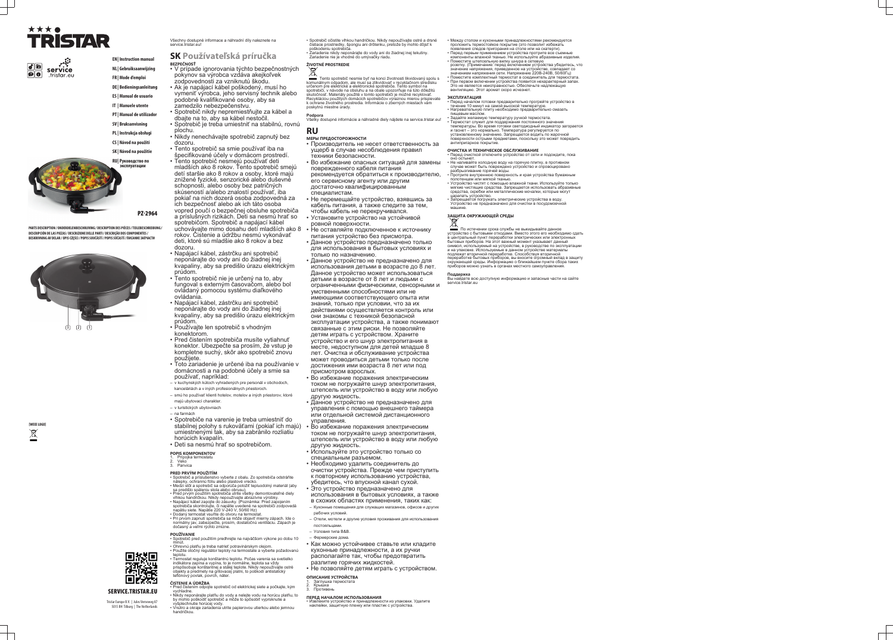# TRISTAR

service .tristar.eu

EN| Instruction manual
NL| Gebruiksaanwijzing
FR| Mode d'emploi
DE| Bedienungsanleitung
ES| Manual de usuario
IT| Manuele utente
PT| Manual de utilizador
SV| Bruksanvisning
PL| Instrukcja obsługi
CS| Návod na použití
SK| Návod na použitie
RU| Руководство по эксплуатации

PZ-2964

PARTS DESCRIPTION / ONDERDELENBESCHRIJVING / DESCRIPTION DES PIÈCES / TEILEBESCHREIBUNG / DESCRIPCIÓN DE LAS PIEZAS / DESCRIZIONE DELLE PARTI / DESCRIÇÃO DOS COMPONENTES / BESKRIVNING AV DELAR / OPIS CZĘŚCI / POPIS SOUČÁSTÍ / POPIS SÚČASTÍ / ОПИСАНИЕ ЗАПЧАСТИ

3 2 1

[WEEE LOGO]

SERVICE.TRISTAR.EU

Tristar Europe B.V. | Jules Verneweg 87
5015 BH Tilburg | The Netherlands

Všetky dostupné informace a náhradní díly naleznete na service.tristar.eu!

## SK Používateľská príručka

### BEZPEČNOSŤ

- V prípade ignorovania týchto bezpečnostných pokynov sa výrobca vzdáva akejkoľvek zodpovednosti za vzniknutú škodu.
- Ak je napájací kábel poškodený, musí ho vymeniť výrobca, jeho servisný technik alebo podobné kvalifikované osoby, aby sa zamedzilo nebezpečenstvu.
- Spotrebič nikdy nepremiestňujte za kábel a dbajte na to, aby sa kábel nestočil.
- Spotrebič je treba umiestniť na stabilnú, rovnú plochu.
- Nikdy nenechávajte spotrebič zapnutý bez dozoru.
- Tento spotrebič sa smie používať iba na špecifikované účely v domácom prostredí.
- Tento spotrebič nesmejú používať deti mladších ako 8 rokov. Tento spotrebič smejú deti staršie ako 8 rokov a osoby, ktoré majú znížené fyzické, senzorické alebo duševné schopnosti, alebo osoby bez patričných skúseností a/alebo znalostí používať, iba pokiaľ na nich dozerá osoba zodpovedná za ich bezpečnosť alebo ak ich táto osoba vopred poučí o bezpečnej obsluhe spotrebiča a príslušných rizikách. Deti sa nesmú hrať so spotrebičom. Spotrebič a napájací kábel uchovávajte mimo dosahu detí mladších ako 8 rokov. Čistenie a údržbu nesmú vykonávať deti, ktoré sú mladšie ako 8 rokov a bez dozoru.
- Napájací kábel, zástrčku ani spotrebič neponárajte do vody ani do žiadnej inej kvapaliny, aby sa predišlo úrazu elektrickým prúdom.
- Tento spotrebič nie je určený na to, aby fungoval s externým časovačom, alebo bol ovládaný pomocou systému diaľkového ovládania.
- Napájací kábel, zástrčku ani spotrebič neponárajte do vody ani do žiadnej inej kvapaliny, aby sa predišlo úrazu elektrickým prúdom.
- Používajte len spotrebič s vhodným konektorom.
- Pred čistením spotrebiča musíte vytiahnuť konektor. Ubezpečte sa prosím, že vstup je kompletne suchý, skôr ako spotrebič znovu použijete.
- Toto zariadenie je určené iba na používanie v domácnosti a na podobné účely a smie sa používať, napríklad:
  - v kuchynských kútoch vyhradených pre personál v obchodoch, kanceláriách a v iných profesionálnych priestoroch.
  - smú ho používať klienti hotelov, motelov a iných priestorov, ktoré majú ubytovací charakter.
  - v turistických ubytovniach
  - na farmách
- Spotrebiče na varenie je treba umiestniť do stabilnej polohy s rukoväťami (pokiaľ ich majú) umiestnenými tak, aby sa zabránilo rozliatiu horúcich kvapalín.
- Deti sa nesmú hrať so spotrebičom.

### POPIS KOMPONENTOV

1. Prípojka termostatu
2. Veko
3. Panvica

### PRED PRVÝM POUŽITÍM

- Spotrebič a príslušenstvo vyberte z obalu. Zo spotrebiča odstráňte nálepky, ochrannú fóliu alebo plastové vrecko.
- Medzi stôl a spotrebič sa odporúča položiť tepluodolný materiál (aby sa predišlo spáleniu stola alebo obrusu).
- Pred prvým použitím spotrebiča utrite všetky demontovateľné diely vlhkou handričkou. Nikdy nepoužívajte abrazívne výrobky.
- Napájací kábel zapojte do zásuvky. (Poznámka: Pred zapojením spotrebiča skontrolujte, či napätie uvedené na spotrebiči zodpovedá napätiu siete. Napätie 220 V-240 V, 50/60 Hz)
- Dodaný termostat vsuňte do otvoru na termostat.
- Pri prvom zapnutí spotrebiča sa môže objaviť mierny zápach. Ide o normálny jav, zabezpečte, prosím, dostatočnú ventiláciu. Zápach je dočasný a veľmi rýchlo zmizne.

### POUŽÍVANIE

- Spotrebič pred použitím predhrejte na najväčšom výkone po dobu 10 minút.
- Ohrevnú platňu je treba natrieť potravinárskym olejom.
- Použite otočný regulátor teploty na termostate a vyberte požadovanú teplotu.
- Termostat reguluje konštantnú teplotu. Počas varenia sa svetelko indikátora zapína a vypína, to je normálne, teplota sa vždy prispôsobuje konštantnej a stálej teplote. Nikdy nepoužívajte ostré objekty a predmety na grilovacej platni, to poškodí antistatický teflónový povlak, povrch, náter.

### ČISTENIE A ÚDRŽBA

- Pred čistením odpojte spotrebič od elektrickej siete a počkajte, kým vychladne.
- Nikdy neponárajte platňu do vody a nelejte vodu na horúcu platňu, to by mohlo poškodiť spotrebič a môže to spôsobiť vyprsknutie a vyšplechnutie horúcej vody.
- Vnútro a okraje zariadenia utrite papierovou utierkou alebo jemnou handričkou.
- Spotrebič očistite vlhkou handričkou. Nikdy nepoužívajte ostré a drsné čistiace prostriedky, špongiu ani drôtenku, pretože by mohlo dôjsť k poškodeniu spotrebiča.
- Zariadenie nikdy neponárajte do vody ani do žiadnej inej tekutiny. Zariadenie nie je vhodné do umývačky riadu.

### ŽIVOTNÉ PROSTREDIE

Tento spotrebič nesmie byť na konci životnosti likvidovaný spolu s komunálnym odpadom, ale musí sa zlikvidovať v recyklačnom stredisku určenom pre elektrické a elektronické spotrebiče. Tento symbol na spotrebiči, v návode na obsluhu a na obale upozorňuje na túto dôležitú skutočnosť. Materiály použité v tomto spotrebiči je možné recyklovať. Recykláciou použitých domácich spotrebičov výraznou mierou prispievate k ochrane životného prostredia. Informácie o zberných miestach vám poskytnú miestne úrady.

### Podpora

Všetky dostupné informácie a náhradné diely nájdete na service.tristar.eu!

## RU

### МЕРЫ ПРЕДОСТОРОЖНОСТИ

- Производитель не несет ответственности за ущерб в случае несоблюдения правил техники безопасности.
- Во избежание опасных ситуаций для замены поврежденного кабеля питания рекомендуется обратиться к производителю, его сервисному агенту или другим достаточно квалифицированным специалистам.
- Не перемещайте устройство, взявшись за кабель питания, а также следите за тем, чтобы кабель не перекручивался.
- Установите устройство на устойчивой ровной поверхности.
- Не оставляйте подключенное к источнику питания устройство без присмотра.
- Данное устройство предназначено только для использования в бытовых условиях и только по назначению.
- Данное устройство не предназначено для использования детьми в возрасте до 8 лет. Данное устройство может использоваться детьми в возрасте от 8 лет и людьми с ограниченными физическими, сенсорными и умственными способностями или не имеющими соответствующего опыта или знаний, только при условии, что за их действиями осуществляется контроль или они знакомы с техникой безопасной эксплуатации устройства, а также понимают связанные с этим риски. Не позволяйте детям играть с устройством. Храните устройство и его шнур электропитания в месте, недоступном для детей младше 8 лет. Очистка и обслуживание устройства может проводиться детьми только после достижения ими возраста 8 лет или под присмотром взрослых.
- Во избежание поражения электрическим током не погружайте шнур электропитания, штепсель или устройство в воду или любую другую жидкость.
- Данное устройство не предназначено для управления с помощью внешнего таймера или отдельной системой дистанционного управления.
- Во избежание поражения электрическим током не погружайте шнур электропитания, штепсель или устройство в воду или любую другую жидкость.
- Используйте это устройство только со специальным разъемом.
- Необходимо удалить соединитель до очистки устройства. Прежде чем приступить к повторному использованию устройства, убедитесь, что впускной канал сухой.
- Это устройство предназначено для использования в бытовых условиях, а также в схожих областях применения, таких как:
  - Кухонные помещения для служащих магазинов, офисов и других рабочих условий.
  - Отели, мотели и другие условия проживания для использования постояльцами.
  - Условия типа B&B.
  - Фермерские дома.
- Как можно устойчивее ставьте или кладите кухонные принадлежности, а их ручки располагайте так, чтобы предотвратить разлитие горячих жидкостей.
- Не позволяйте детям играть с устройством.

### ОПИСАНИЕ УСТРОЙСТВА

1. Заглушка термостата
2. Крышка
3. Противень

### ПЕРЕД НАЧАЛОМ ИСПОЛЬЗОВАНИЯ

- Извлеките устройство и принадлежности из упаковки. Удалите наклейки, защитную пленку или пластик с устройства.
- Между столом и кухонными принадлежностями рекомендуется проложить термостойкое покрытие (это позволит избежать появления следов пригорания на столе или на скатерти).
- Перед первым применением устройства протрите все съемные компоненты влажной тканью. Не используйте абразивные изделия.
- Поместите штепсельную вилку шнура в сетевую розетку. (Примечание: перед включением устройства убедитесь, что значение напряжения, приведенное на устройстве, совпадает со значением напряжения сети. Напряжение 220В-240В, 50/60Гц)
- Поместите комплектный термостат в соединитель для термостата.
- При первом включении устройства появится нехарактерный запах. Это не является неисправностью. Обеспечьте надлежащую вентиляцию. Этот аромат скоро исчезнет.

### ЭКСПЛУАТАЦИЯ

- Перед началом готовки предварительно прогрейте устройство в течение 10 минут на самой высокой температуре.
- Нагревательную плиту необходимо предварительно смазать пищевым маслом.
- Задайте желаемую температуру ручкой термостата.
- Термостат служит для поддержания постоянного значения температуры. Во время готовки светодиодный индикатор загорается и гаснет – это нормально. Температура регулируется по установленному значению. Запрещается водить по жарочной поверхности острыми предметами, поскольку это может повредить антипригарное покрытие.

### ОЧИСТКА И ТЕХНИЧЕСКОЕ ОБСЛУЖИВАНИЕ

- Перед очисткой отключите устройство от сети и подождите, пока оно остынет.
- Не наливайте холодную воду на горячую плитку, в противном случае может быть повреждено устройство и спровоцировано разбрызгивание горячей воды.
- Протрите внутреннюю поверхность и края устройства бумажным полотенцем или мягкой тканью.
- Устройство чистят с помощью влажной ткани. Используйте только мягкие чистящие средства. Запрещается использовать абразивные средства, скребки или металлические мочалки, которые могут царапать устройство.
- Запрещается погружать электрические устройства в воду. Устройство не предназначено для очистки в посудомоечной машине.

### ЗАЩИТА ОКРУЖАЮЩЕЙ СРЕДЫ

По истечении срока службы не выкидывайте данное устройство с бытовыми отходами. Вместо этого его необходимо сдать в центральный пункт переработки электрических или электронных бытовых приборов. На этот важный момент указывает данный символ, используемый на устройстве, в руководстве по эксплуатации и на упаковке. Используемые в данном устройстве материалы подлежат вторичной переработке. Способствуя вторичной переработке бытовых приборов, вы вносите огромный вклад в защиту окружающей среды. Информацию о ближайшем пункте сбора таких приборов можно узнать в органах местного самоуправления.

### Поддержка

Вы найдете всю доступную информацию и запасные части на сайте service.tristar.eu